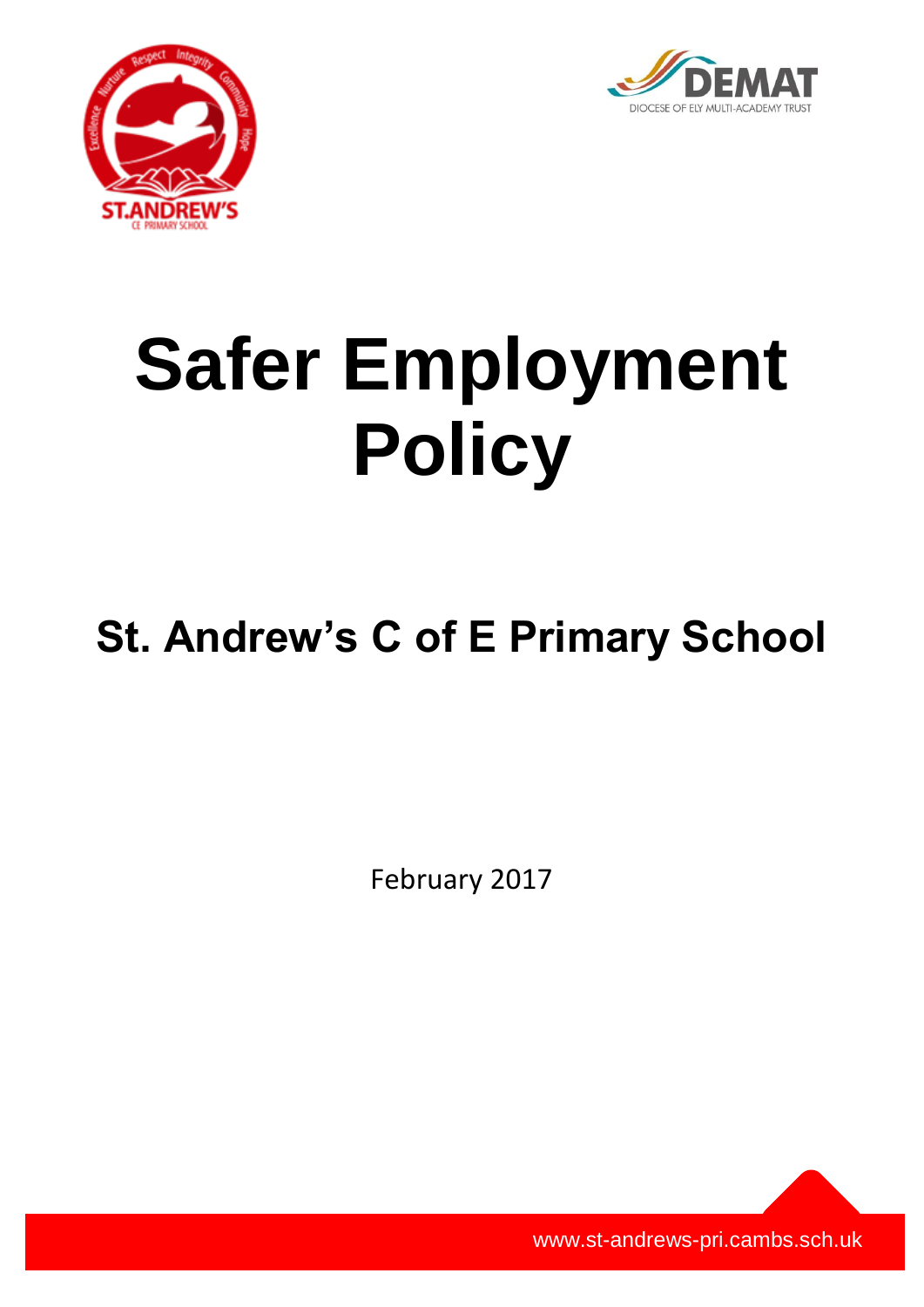# Safer Employment Policy

## St. Andrew's C of E Primary School

February 2017

www.st-andrews-pri.cambs.sch.uk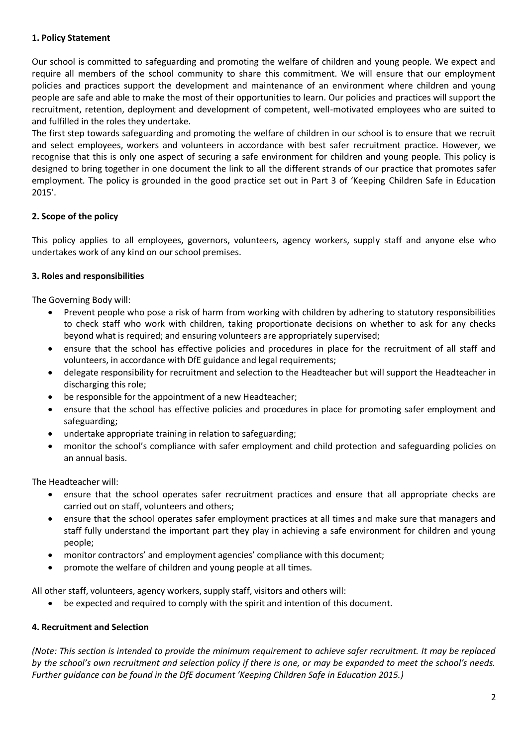## 1. Policy Statement

Our school is committed to safeguarding and promoting the welfare of children and young people. We expect and require all members of the school community to share this commitment. We will ensure that our employment policies and practices support the development and maintenance of an environment where children and young people are safe and able to make the most of their opportunities to learn. Our policies and practices will support the recruitment, retention, deployment and development of competent, well-motivated employees who are suited to and fulfilled in the roles they undertake.

The first step towards safeguarding and promoting the welfare of children in our school is to ensure that we recruit and select employees, workers and volunteers in accordance with best safer recruitment practice. However, we recognise that this is only one aspect of securing a safe environment for children and young people. This policy is designed to bring together in one document the link to all the different strands of our practice that promotes safer employment. The policy is grounded in the good practice set out in Part 3 of 'Keeping Children Safe in Education 2015'.

## 2. Scope of the policy

This policy applies to all employees, governors, volunteers, agency workers, supply staff and anyone else who undertakes work of any kind on our school premises.

## 3. Roles and responsibilities

The Governing Body will:

- Prevent people who pose a risk of harm from working with children by adhering to statutory responsibilities to check staff who work with children, taking proportionate decisions on whether to ask for any checks beyond what is required; and ensuring volunteers are appropriately supervised;
- ensure that the school has effective policies and procedures in place for the recruitment of all staff and volunteers, in accordance with DfE guidance and legal requirements;
- delegate responsibility for recruitment and selection to the Headteacher but will support the Headteacher in discharging this role;
- be responsible for the appointment of a new Headteacher;
- ensure that the school has effective policies and procedures in place for promoting safer employment and safeguarding;
- undertake appropriate training in relation to safeguarding;
- monitor the school's compliance with safer employment and child protection and safeguarding policies on an annual basis.

The Headteacher will:

- ensure that the school operates safer recruitment practices and ensure that all appropriate checks are carried out on staff, volunteers and others;
- ensure that the school operates safer employment practices at all times and make sure that managers and staff fully understand the important part they play in achieving a safe environment for children and young people;
- monitor contractors' and employment agencies' compliance with this document;
- promote the welfare of children and young people at all times.

All other staff, volunteers, agency workers, supply staff, visitors and others will:

- be expected and required to comply with the spirit and intention of this document.

## 4. Recruitment and Selection

*(Note: This section is intended to provide the minimum requirement to achieve safer recruitment. It may be replaced by the school's own recruitment and selection policy if there is one, or may be expanded to meet the school's needs. Further guidance can be found in the DfE document 'Keeping Children Safe in Education 2015.)*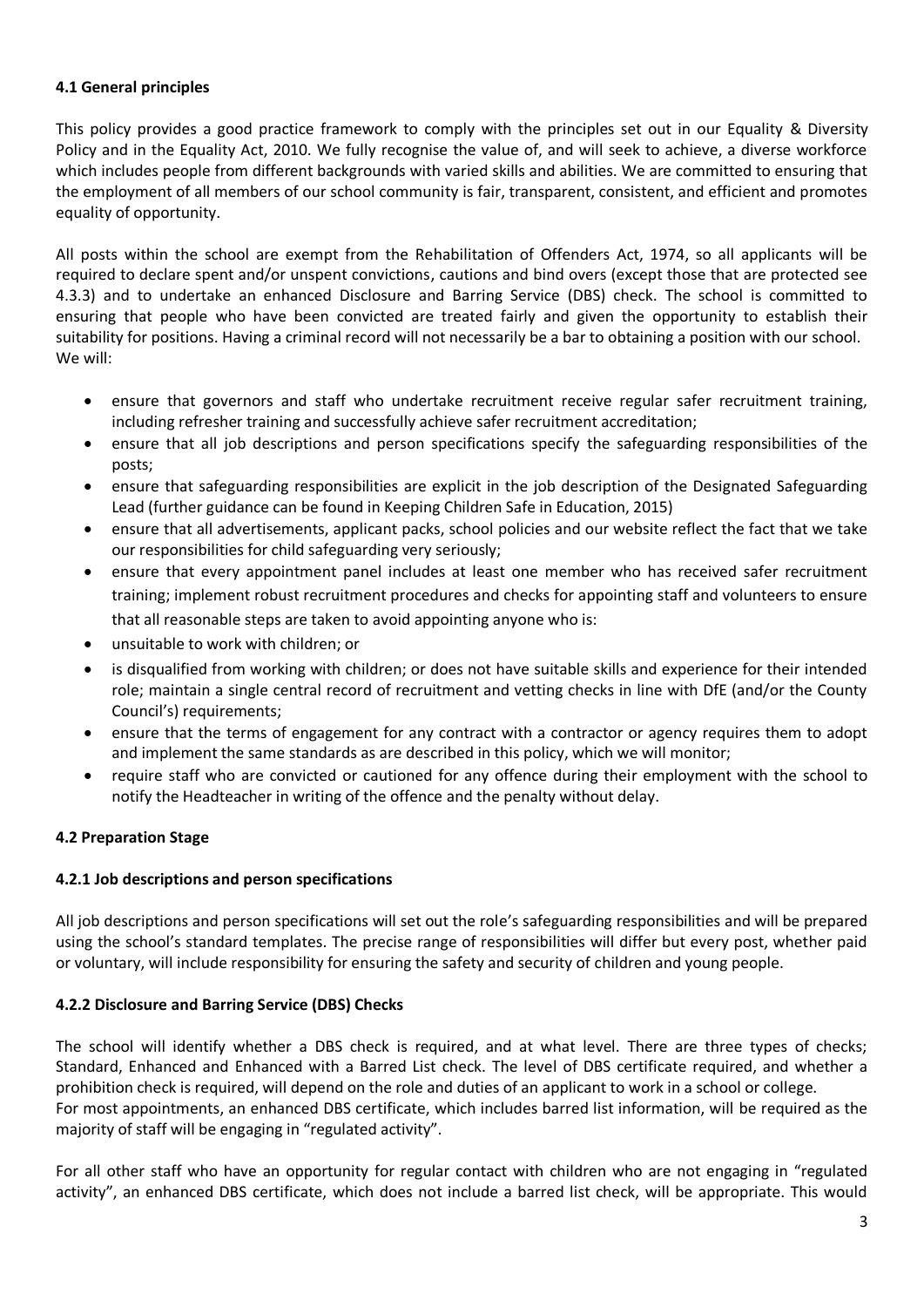**4.1 General principles**

This policy provides a good practice framework to comply with the principles set out in our Equality & Diversity Policy and in the Equality Act, 2010. We fully recognise the value of, and will seek to achieve, a diverse workforce which includes people from different backgrounds with varied skills and abilities. We are committed to ensuring that the employment of all members of our school community is fair, transparent, consistent, and efficient and promotes equality of opportunity.

All posts within the school are exempt from the Rehabilitation of Offenders Act, 1974, so all applicants will be required to declare spent and/or unspent convictions, cautions and bind overs (except those that are protected see 4.3.3) and to undertake an enhanced Disclosure and Barring Service (DBS) check. The school is committed to ensuring that people who have been convicted are treated fairly and given the opportunity to establish their suitability for positions. Having a criminal record will not necessarily be a bar to obtaining a position with our school. We will:

- ensure that governors and staff who undertake recruitment receive regular safer recruitment training, including refresher training and successfully achieve safer recruitment accreditation;
- ensure that all job descriptions and person specifications specify the safeguarding responsibilities of the posts;
- ensure that safeguarding responsibilities are explicit in the job description of the Designated Safeguarding Lead (further guidance can be found in Keeping Children Safe in Education, 2015)
- ensure that all advertisements, applicant packs, school policies and our website reflect the fact that we take our responsibilities for child safeguarding very seriously;
- ensure that every appointment panel includes at least one member who has received safer recruitment training; implement robust recruitment procedures and checks for appointing staff and volunteers to ensure that all reasonable steps are taken to avoid appointing anyone who is:
- unsuitable to work with children; or
- is disqualified from working with children; or does not have suitable skills and experience for their intended role; maintain a single central record of recruitment and vetting checks in line with DfE (and/or the County Council's) requirements;
- ensure that the terms of engagement for any contract with a contractor or agency requires them to adopt and implement the same standards as are described in this policy, which we will monitor;
- require staff who are convicted or cautioned for any offence during their employment with the school to notify the Headteacher in writing of the offence and the penalty without delay.

**4.2 Preparation Stage**

**4.2.1 Job descriptions and person specifications**

All job descriptions and person specifications will set out the role's safeguarding responsibilities and will be prepared using the school's standard templates. The precise range of responsibilities will differ but every post, whether paid or voluntary, will include responsibility for ensuring the safety and security of children and young people.

**4.2.2 Disclosure and Barring Service (DBS) Checks**

The school will identify whether a DBS check is required, and at what level. There are three types of checks; Standard, Enhanced and Enhanced with a Barred List check. The level of DBS certificate required, and whether a prohibition check is required, will depend on the role and duties of an applicant to work in a school or college.
For most appointments, an enhanced DBS certificate, which includes barred list information, will be required as the majority of staff will be engaging in "regulated activity".

For all other staff who have an opportunity for regular contact with children who are not engaging in "regulated activity", an enhanced DBS certificate, which does not include a barred list check, will be appropriate. This would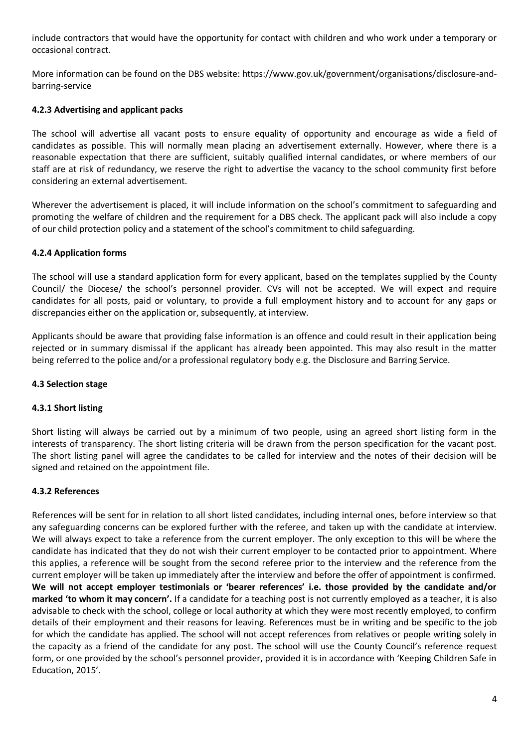include contractors that would have the opportunity for contact with children and who work under a temporary or occasional contract.

More information can be found on the DBS website: https://www.gov.uk/government/organisations/disclosure-and-barring-service

#### 4.2.3 Advertising and applicant packs

The school will advertise all vacant posts to ensure equality of opportunity and encourage as wide a field of candidates as possible. This will normally mean placing an advertisement externally. However, where there is a reasonable expectation that there are sufficient, suitably qualified internal candidates, or where members of our staff are at risk of redundancy, we reserve the right to advertise the vacancy to the school community first before considering an external advertisement.

Wherever the advertisement is placed, it will include information on the school's commitment to safeguarding and promoting the welfare of children and the requirement for a DBS check. The applicant pack will also include a copy of our child protection policy and a statement of the school's commitment to child safeguarding.

#### 4.2.4 Application forms

The school will use a standard application form for every applicant, based on the templates supplied by the County Council/ the Diocese/ the school's personnel provider. CVs will not be accepted. We will expect and require candidates for all posts, paid or voluntary, to provide a full employment history and to account for any gaps or discrepancies either on the application or, subsequently, at interview.

Applicants should be aware that providing false information is an offence and could result in their application being rejected or in summary dismissal if the applicant has already been appointed. This may also result in the matter being referred to the police and/or a professional regulatory body e.g. the Disclosure and Barring Service.

### 4.3 Selection stage

#### 4.3.1 Short listing

Short listing will always be carried out by a minimum of two people, using an agreed short listing form in the interests of transparency. The short listing criteria will be drawn from the person specification for the vacant post. The short listing panel will agree the candidates to be called for interview and the notes of their decision will be signed and retained on the appointment file.

#### 4.3.2 References

References will be sent for in relation to all short listed candidates, including internal ones, before interview so that any safeguarding concerns can be explored further with the referee, and taken up with the candidate at interview. We will always expect to take a reference from the current employer. The only exception to this will be where the candidate has indicated that they do not wish their current employer to be contacted prior to appointment. Where this applies, a reference will be sought from the second referee prior to the interview and the reference from the current employer will be taken up immediately after the interview and before the offer of appointment is confirmed. **We will not accept employer testimonials or 'bearer references' i.e. those provided by the candidate and/or marked 'to whom it may concern'.** If a candidate for a teaching post is not currently employed as a teacher, it is also advisable to check with the school, college or local authority at which they were most recently employed, to confirm details of their employment and their reasons for leaving. References must be in writing and be specific to the job for which the candidate has applied. The school will not accept references from relatives or people writing solely in the capacity as a friend of the candidate for any post. The school will use the County Council's reference request form, or one provided by the school's personnel provider, provided it is in accordance with 'Keeping Children Safe in Education, 2015'.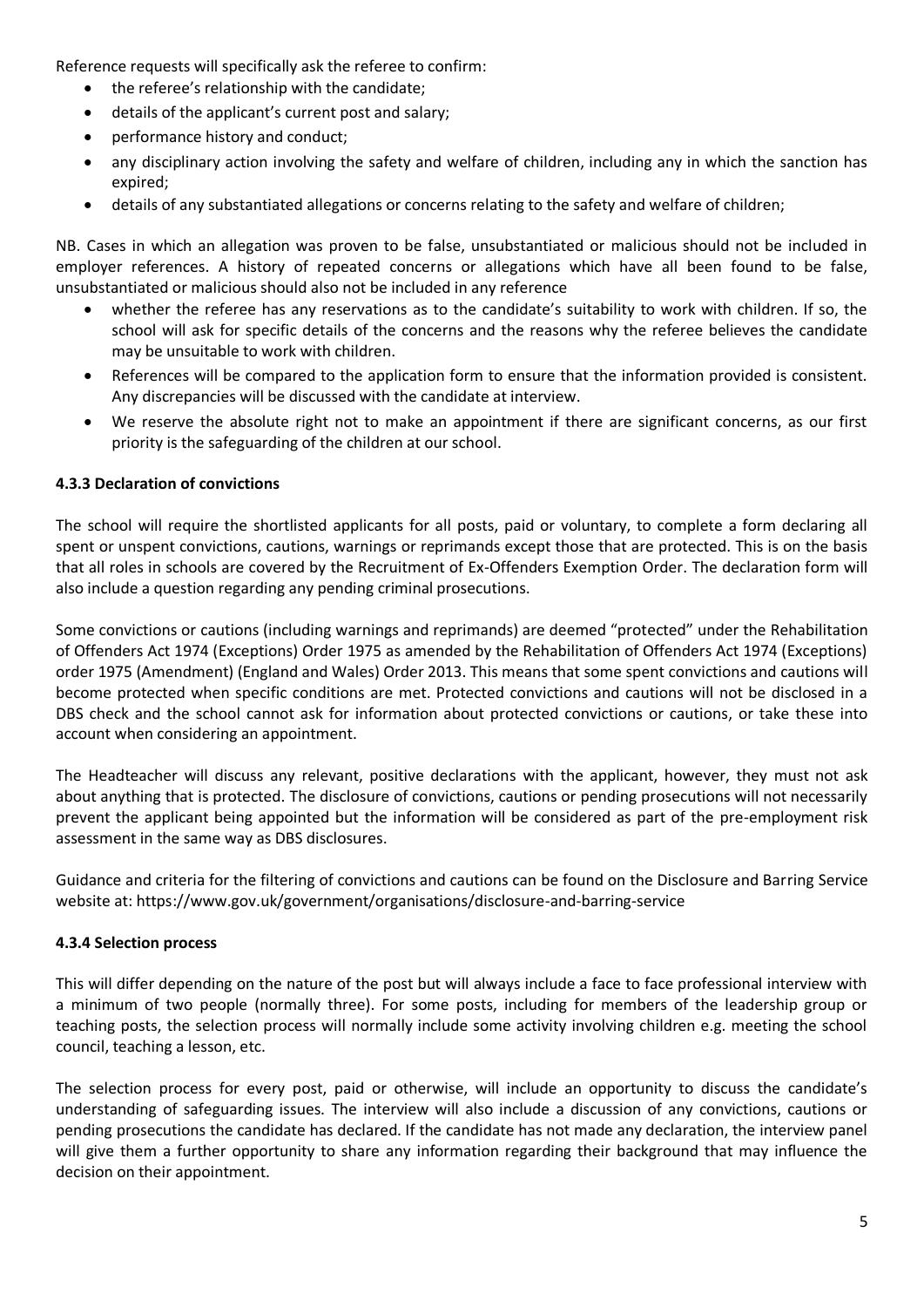Reference requests will specifically ask the referee to confirm:

- the referee's relationship with the candidate;
- details of the applicant's current post and salary;
- performance history and conduct;
- any disciplinary action involving the safety and welfare of children, including any in which the sanction has expired;
- details of any substantiated allegations or concerns relating to the safety and welfare of children;

NB. Cases in which an allegation was proven to be false, unsubstantiated or malicious should not be included in employer references. A history of repeated concerns or allegations which have all been found to be false, unsubstantiated or malicious should also not be included in any reference

- whether the referee has any reservations as to the candidate's suitability to work with children. If so, the school will ask for specific details of the concerns and the reasons why the referee believes the candidate may be unsuitable to work with children.
- References will be compared to the application form to ensure that the information provided is consistent. Any discrepancies will be discussed with the candidate at interview.
- We reserve the absolute right not to make an appointment if there are significant concerns, as our first priority is the safeguarding of the children at our school.

### 4.3.3 Declaration of convictions

The school will require the shortlisted applicants for all posts, paid or voluntary, to complete a form declaring all spent or unspent convictions, cautions, warnings or reprimands except those that are protected. This is on the basis that all roles in schools are covered by the Recruitment of Ex-Offenders Exemption Order. The declaration form will also include a question regarding any pending criminal prosecutions.

Some convictions or cautions (including warnings and reprimands) are deemed "protected" under the Rehabilitation of Offenders Act 1974 (Exceptions) Order 1975 as amended by the Rehabilitation of Offenders Act 1974 (Exceptions) order 1975 (Amendment) (England and Wales) Order 2013. This means that some spent convictions and cautions will become protected when specific conditions are met. Protected convictions and cautions will not be disclosed in a DBS check and the school cannot ask for information about protected convictions or cautions, or take these into account when considering an appointment.

The Headteacher will discuss any relevant, positive declarations with the applicant, however, they must not ask about anything that is protected. The disclosure of convictions, cautions or pending prosecutions will not necessarily prevent the applicant being appointed but the information will be considered as part of the pre-employment risk assessment in the same way as DBS disclosures.

Guidance and criteria for the filtering of convictions and cautions can be found on the Disclosure and Barring Service website at: https://www.gov.uk/government/organisations/disclosure-and-barring-service

### 4.3.4 Selection process

This will differ depending on the nature of the post but will always include a face to face professional interview with a minimum of two people (normally three). For some posts, including for members of the leadership group or teaching posts, the selection process will normally include some activity involving children e.g. meeting the school council, teaching a lesson, etc.

The selection process for every post, paid or otherwise, will include an opportunity to discuss the candidate's understanding of safeguarding issues. The interview will also include a discussion of any convictions, cautions or pending prosecutions the candidate has declared. If the candidate has not made any declaration, the interview panel will give them a further opportunity to share any information regarding their background that may influence the decision on their appointment.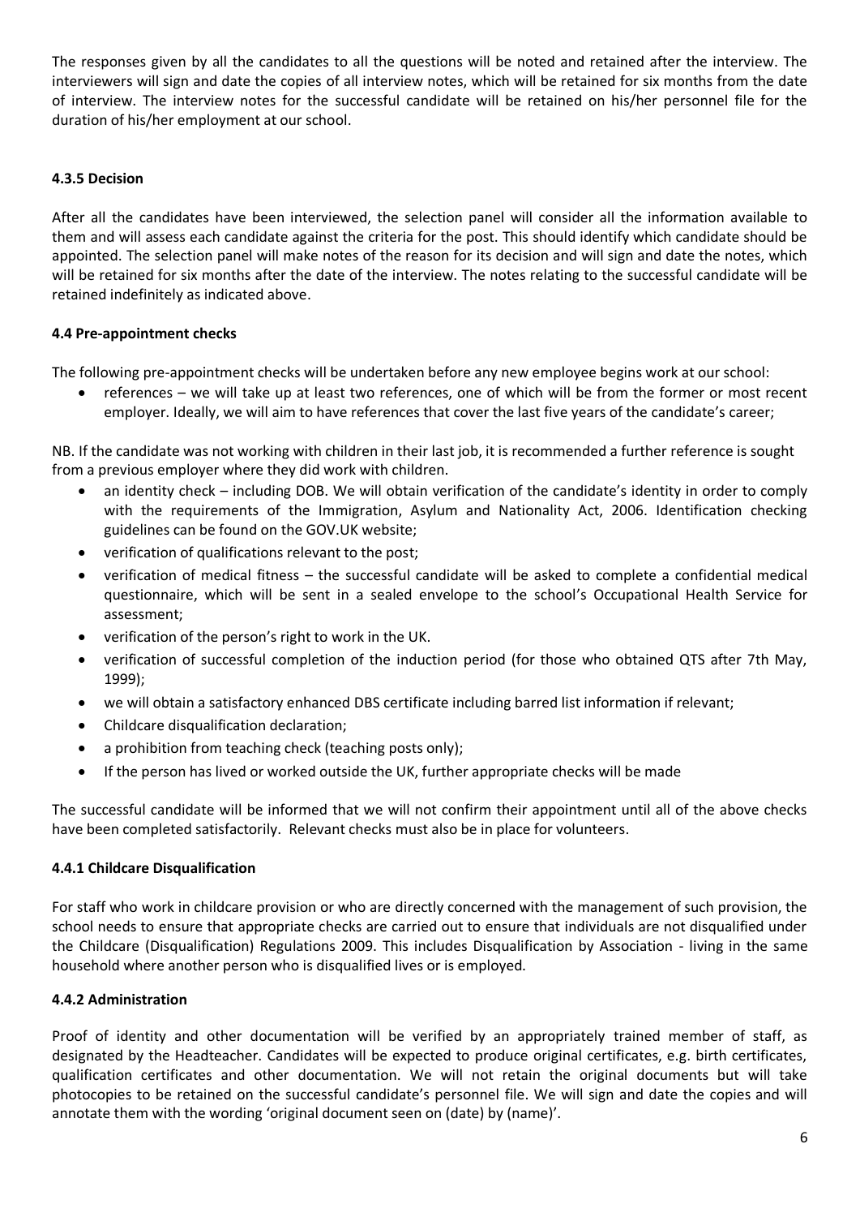The responses given by all the candidates to all the questions will be noted and retained after the interview. The interviewers will sign and date the copies of all interview notes, which will be retained for six months from the date of interview. The interview notes for the successful candidate will be retained on his/her personnel file for the duration of his/her employment at our school.

#### 4.3.5 Decision

After all the candidates have been interviewed, the selection panel will consider all the information available to them and will assess each candidate against the criteria for the post. This should identify which candidate should be appointed. The selection panel will make notes of the reason for its decision and will sign and date the notes, which will be retained for six months after the date of the interview. The notes relating to the successful candidate will be retained indefinitely as indicated above.

### 4.4 Pre-appointment checks

The following pre-appointment checks will be undertaken before any new employee begins work at our school:

- references – we will take up at least two references, one of which will be from the former or most recent employer. Ideally, we will aim to have references that cover the last five years of the candidate's career;

NB. If the candidate was not working with children in their last job, it is recommended a further reference is sought from a previous employer where they did work with children.

- an identity check – including DOB. We will obtain verification of the candidate's identity in order to comply with the requirements of the Immigration, Asylum and Nationality Act, 2006. Identification checking guidelines can be found on the GOV.UK website;
- verification of qualifications relevant to the post;
- verification of medical fitness – the successful candidate will be asked to complete a confidential medical questionnaire, which will be sent in a sealed envelope to the school's Occupational Health Service for assessment;
- verification of the person's right to work in the UK.
- verification of successful completion of the induction period (for those who obtained QTS after 7th May, 1999);
- we will obtain a satisfactory enhanced DBS certificate including barred list information if relevant;
- Childcare disqualification declaration;
- a prohibition from teaching check (teaching posts only);
- If the person has lived or worked outside the UK, further appropriate checks will be made

The successful candidate will be informed that we will not confirm their appointment until all of the above checks have been completed satisfactorily. Relevant checks must also be in place for volunteers.

#### 4.4.1 Childcare Disqualification

For staff who work in childcare provision or who are directly concerned with the management of such provision, the school needs to ensure that appropriate checks are carried out to ensure that individuals are not disqualified under the Childcare (Disqualification) Regulations 2009. This includes Disqualification by Association - living in the same household where another person who is disqualified lives or is employed.

#### 4.4.2 Administration

Proof of identity and other documentation will be verified by an appropriately trained member of staff, as designated by the Headteacher. Candidates will be expected to produce original certificates, e.g. birth certificates, qualification certificates and other documentation. We will not retain the original documents but will take photocopies to be retained on the successful candidate's personnel file. We will sign and date the copies and will annotate them with the wording 'original document seen on (date) by (name)'.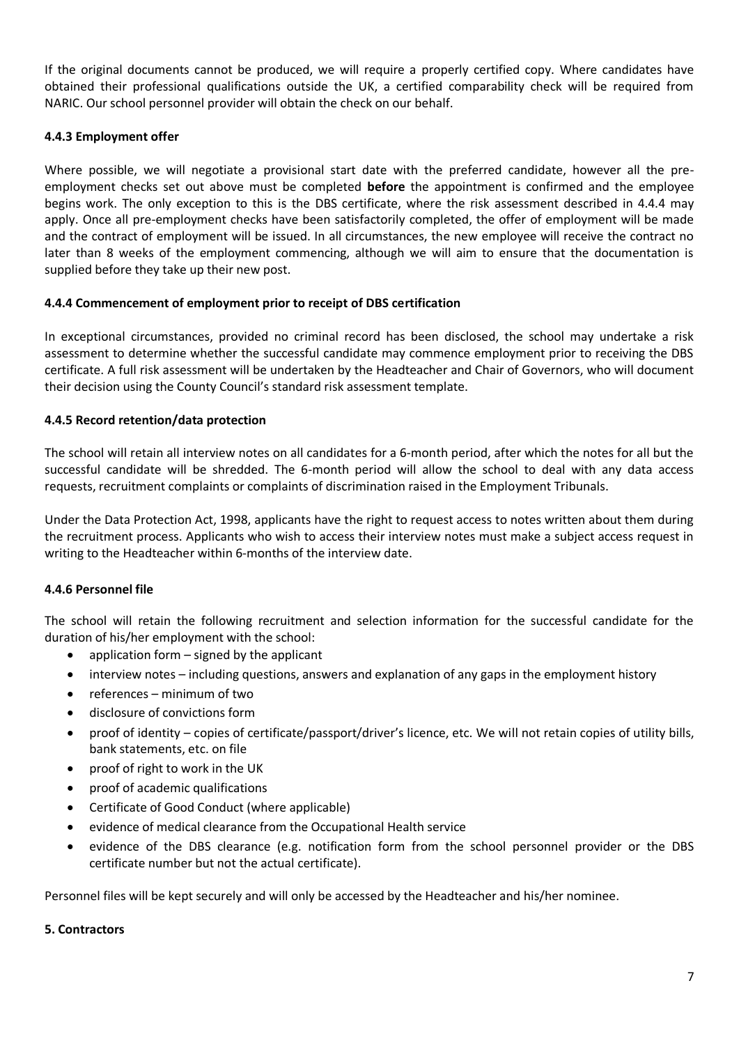If the original documents cannot be produced, we will require a properly certified copy. Where candidates have obtained their professional qualifications outside the UK, a certified comparability check will be required from NARIC. Our school personnel provider will obtain the check on our behalf.

#### 4.4.3 Employment offer

Where possible, we will negotiate a provisional start date with the preferred candidate, however all the pre-employment checks set out above must be completed **before** the appointment is confirmed and the employee begins work. The only exception to this is the DBS certificate, where the risk assessment described in 4.4.4 may apply. Once all pre-employment checks have been satisfactorily completed, the offer of employment will be made and the contract of employment will be issued. In all circumstances, the new employee will receive the contract no later than 8 weeks of the employment commencing, although we will aim to ensure that the documentation is supplied before they take up their new post.

#### 4.4.4 Commencement of employment prior to receipt of DBS certification

In exceptional circumstances, provided no criminal record has been disclosed, the school may undertake a risk assessment to determine whether the successful candidate may commence employment prior to receiving the DBS certificate. A full risk assessment will be undertaken by the Headteacher and Chair of Governors, who will document their decision using the County Council's standard risk assessment template.

#### 4.4.5 Record retention/data protection

The school will retain all interview notes on all candidates for a 6-month period, after which the notes for all but the successful candidate will be shredded. The 6-month period will allow the school to deal with any data access requests, recruitment complaints or complaints of discrimination raised in the Employment Tribunals.

Under the Data Protection Act, 1998, applicants have the right to request access to notes written about them during the recruitment process. Applicants who wish to access their interview notes must make a subject access request in writing to the Headteacher within 6-months of the interview date.

#### 4.4.6 Personnel file

The school will retain the following recruitment and selection information for the successful candidate for the duration of his/her employment with the school:

- application form – signed by the applicant
- interview notes – including questions, answers and explanation of any gaps in the employment history
- references – minimum of two
- disclosure of convictions form
- proof of identity – copies of certificate/passport/driver's licence, etc. We will not retain copies of utility bills, bank statements, etc. on file
- proof of right to work in the UK
- proof of academic qualifications
- Certificate of Good Conduct (where applicable)
- evidence of medical clearance from the Occupational Health service
- evidence of the DBS clearance (e.g. notification form from the school personnel provider or the DBS certificate number but not the actual certificate).

Personnel files will be kept securely and will only be accessed by the Headteacher and his/her nominee.

## 5. Contractors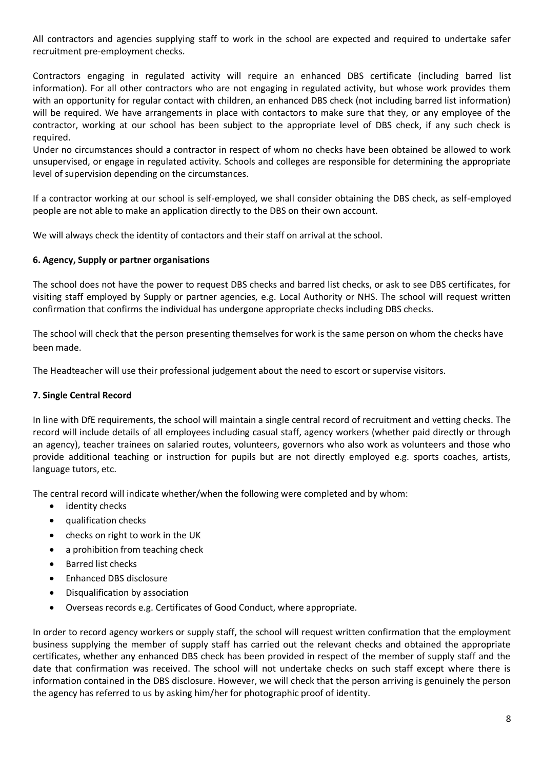All contractors and agencies supplying staff to work in the school are expected and required to undertake safer recruitment pre-employment checks.

Contractors engaging in regulated activity will require an enhanced DBS certificate (including barred list information). For all other contractors who are not engaging in regulated activity, but whose work provides them with an opportunity for regular contact with children, an enhanced DBS check (not including barred list information) will be required. We have arrangements in place with contactors to make sure that they, or any employee of the contractor, working at our school has been subject to the appropriate level of DBS check, if any such check is required.
Under no circumstances should a contractor in respect of whom no checks have been obtained be allowed to work unsupervised, or engage in regulated activity. Schools and colleges are responsible for determining the appropriate level of supervision depending on the circumstances.

If a contractor working at our school is self-employed, we shall consider obtaining the DBS check, as self-employed people are not able to make an application directly to the DBS on their own account.

We will always check the identity of contactors and their staff on arrival at the school.

### 6. Agency, Supply or partner organisations

The school does not have the power to request DBS checks and barred list checks, or ask to see DBS certificates, for visiting staff employed by Supply or partner agencies, e.g. Local Authority or NHS. The school will request written confirmation that confirms the individual has undergone appropriate checks including DBS checks.

The school will check that the person presenting themselves for work is the same person on whom the checks have been made.

The Headteacher will use their professional judgement about the need to escort or supervise visitors.

### 7. Single Central Record

In line with DfE requirements, the school will maintain a single central record of recruitment and vetting checks. The record will include details of all employees including casual staff, agency workers (whether paid directly or through an agency), teacher trainees on salaried routes, volunteers, governors who also work as volunteers and those who provide additional teaching or instruction for pupils but are not directly employed e.g. sports coaches, artists, language tutors, etc.

The central record will indicate whether/when the following were completed and by whom:

- identity checks
- qualification checks
- checks on right to work in the UK
- a prohibition from teaching check
- Barred list checks
- Enhanced DBS disclosure
- Disqualification by association
- Overseas records e.g. Certificates of Good Conduct, where appropriate.

In order to record agency workers or supply staff, the school will request written confirmation that the employment business supplying the member of supply staff has carried out the relevant checks and obtained the appropriate certificates, whether any enhanced DBS check has been provided in respect of the member of supply staff and the date that confirmation was received. The school will not undertake checks on such staff except where there is information contained in the DBS disclosure. However, we will check that the person arriving is genuinely the person the agency has referred to us by asking him/her for photographic proof of identity.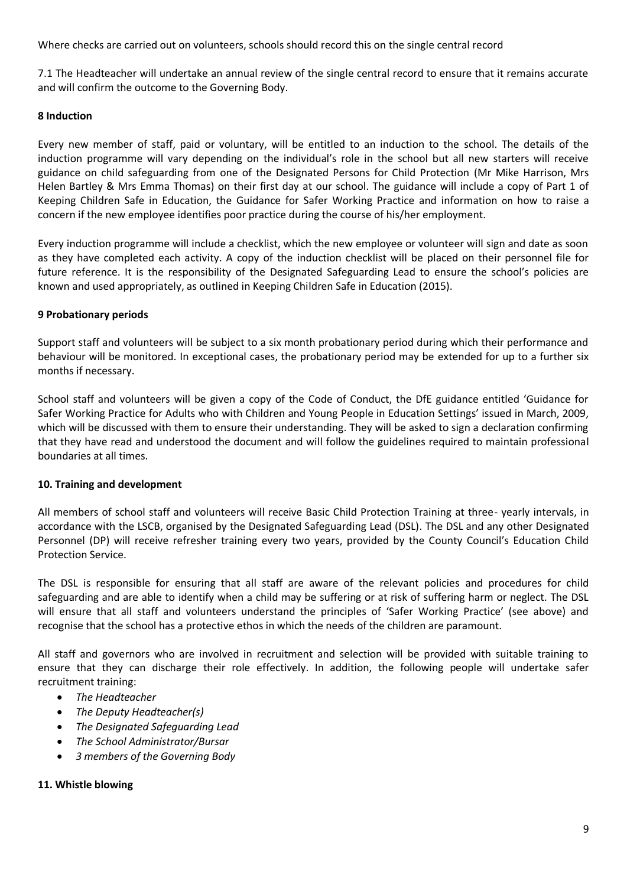Where checks are carried out on volunteers, schools should record this on the single central record

7.1 The Headteacher will undertake an annual review of the single central record to ensure that it remains accurate and will confirm the outcome to the Governing Body.

**8 Induction**

Every new member of staff, paid or voluntary, will be entitled to an induction to the school. The details of the induction programme will vary depending on the individual's role in the school but all new starters will receive guidance on child safeguarding from one of the Designated Persons for Child Protection (Mr Mike Harrison, Mrs Helen Bartley & Mrs Emma Thomas) on their first day at our school. The guidance will include a copy of Part 1 of Keeping Children Safe in Education, the Guidance for Safer Working Practice and information on how to raise a concern if the new employee identifies poor practice during the course of his/her employment.

Every induction programme will include a checklist, which the new employee or volunteer will sign and date as soon as they have completed each activity. A copy of the induction checklist will be placed on their personnel file for future reference. It is the responsibility of the Designated Safeguarding Lead to ensure the school's policies are known and used appropriately, as outlined in Keeping Children Safe in Education (2015).

**9 Probationary periods**

Support staff and volunteers will be subject to a six month probationary period during which their performance and behaviour will be monitored. In exceptional cases, the probationary period may be extended for up to a further six months if necessary.

School staff and volunteers will be given a copy of the Code of Conduct, the DfE guidance entitled 'Guidance for Safer Working Practice for Adults who with Children and Young People in Education Settings' issued in March, 2009, which will be discussed with them to ensure their understanding. They will be asked to sign a declaration confirming that they have read and understood the document and will follow the guidelines required to maintain professional boundaries at all times.

**10. Training and development**

All members of school staff and volunteers will receive Basic Child Protection Training at three- yearly intervals, in accordance with the LSCB, organised by the Designated Safeguarding Lead (DSL). The DSL and any other Designated Personnel (DP) will receive refresher training every two years, provided by the County Council's Education Child Protection Service.

The DSL is responsible for ensuring that all staff are aware of the relevant policies and procedures for child safeguarding and are able to identify when a child may be suffering or at risk of suffering harm or neglect. The DSL will ensure that all staff and volunteers understand the principles of 'Safer Working Practice' (see above) and recognise that the school has a protective ethos in which the needs of the children are paramount.

All staff and governors who are involved in recruitment and selection will be provided with suitable training to ensure that they can discharge their role effectively. In addition, the following people will undertake safer recruitment training:

- *The Headteacher*
- *The Deputy Headteacher(s)*
- *The Designated Safeguarding Lead*
- *The School Administrator/Bursar*
- *3 members of the Governing Body*

**11. Whistle blowing**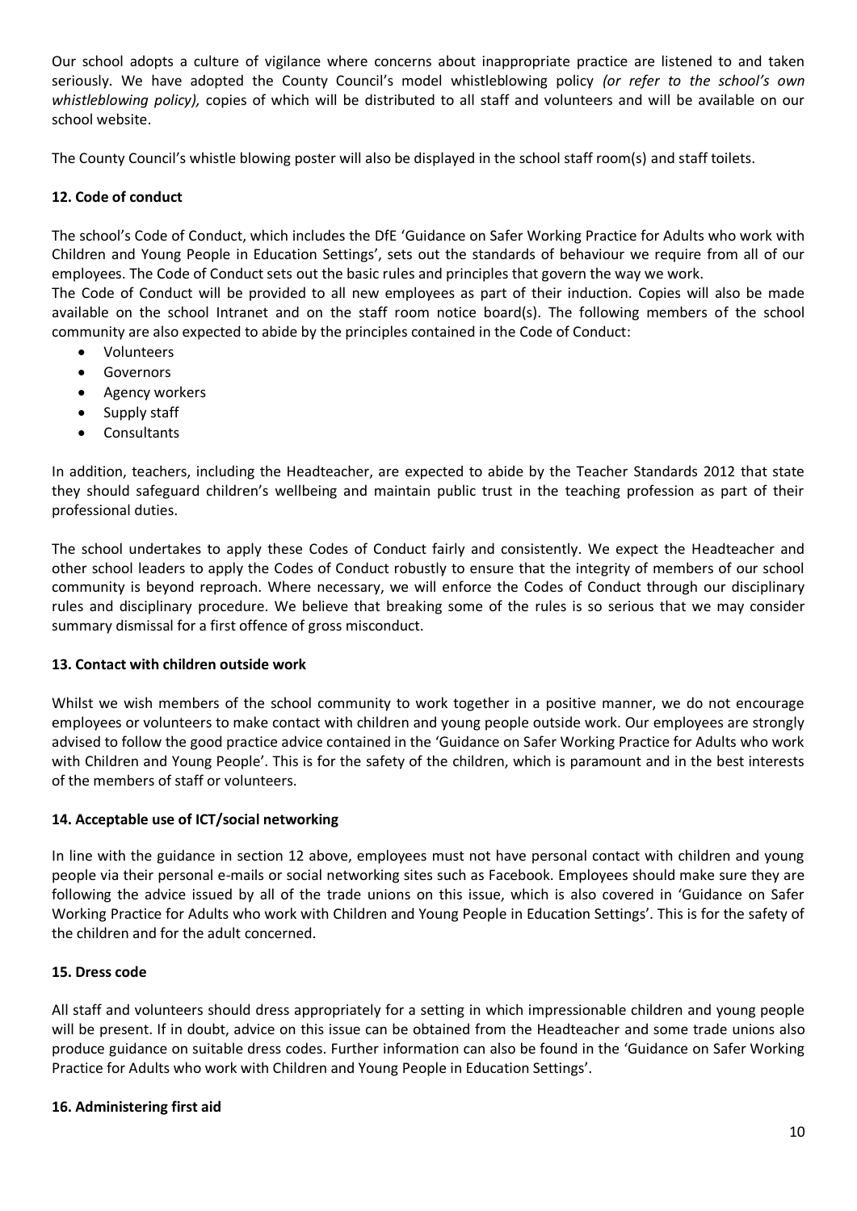Our school adopts a culture of vigilance where concerns about inappropriate practice are listened to and taken seriously. We have adopted the County Council's model whistleblowing policy *(or refer to the school's own whistleblowing policy),* copies of which will be distributed to all staff and volunteers and will be available on our school website.

The County Council's whistle blowing poster will also be displayed in the school staff room(s) and staff toilets.

**12. Code of conduct**

The school's Code of Conduct, which includes the DfE 'Guidance on Safer Working Practice for Adults who work with Children and Young People in Education Settings', sets out the standards of behaviour we require from all of our employees. The Code of Conduct sets out the basic rules and principles that govern the way we work.
The Code of Conduct will be provided to all new employees as part of their induction. Copies will also be made available on the school Intranet and on the staff room notice board(s). The following members of the school community are also expected to abide by the principles contained in the Code of Conduct:

- Volunteers
- Governors
- Agency workers
- Supply staff
- Consultants

In addition, teachers, including the Headteacher, are expected to abide by the Teacher Standards 2012 that state they should safeguard children's wellbeing and maintain public trust in the teaching profession as part of their professional duties.

The school undertakes to apply these Codes of Conduct fairly and consistently. We expect the Headteacher and other school leaders to apply the Codes of Conduct robustly to ensure that the integrity of members of our school community is beyond reproach. Where necessary, we will enforce the Codes of Conduct through our disciplinary rules and disciplinary procedure. We believe that breaking some of the rules is so serious that we may consider summary dismissal for a first offence of gross misconduct.

**13. Contact with children outside work**

Whilst we wish members of the school community to work together in a positive manner, we do not encourage employees or volunteers to make contact with children and young people outside work. Our employees are strongly advised to follow the good practice advice contained in the 'Guidance on Safer Working Practice for Adults who work with Children and Young People'. This is for the safety of the children, which is paramount and in the best interests of the members of staff or volunteers.

**14. Acceptable use of ICT/social networking**

In line with the guidance in section 12 above, employees must not have personal contact with children and young people via their personal e-mails or social networking sites such as Facebook. Employees should make sure they are following the advice issued by all of the trade unions on this issue, which is also covered in 'Guidance on Safer Working Practice for Adults who work with Children and Young People in Education Settings'. This is for the safety of the children and for the adult concerned.

**15. Dress code**

All staff and volunteers should dress appropriately for a setting in which impressionable children and young people will be present. If in doubt, advice on this issue can be obtained from the Headteacher and some trade unions also produce guidance on suitable dress codes. Further information can also be found in the 'Guidance on Safer Working Practice for Adults who work with Children and Young People in Education Settings'.

**16. Administering first aid**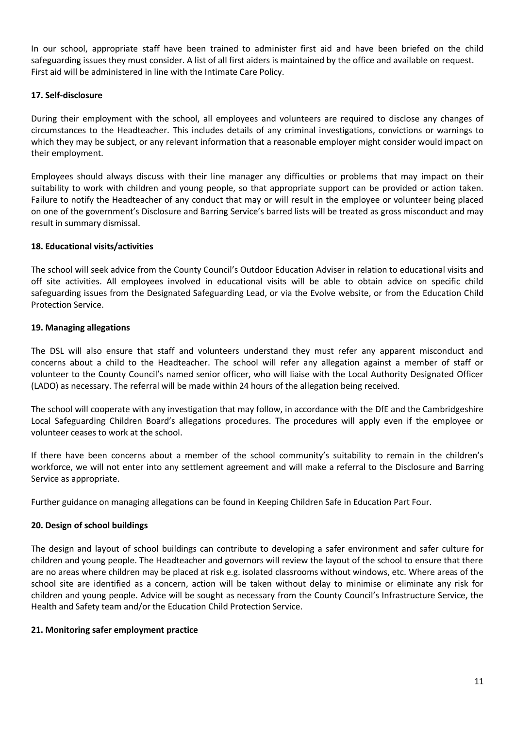In our school, appropriate staff have been trained to administer first aid and have been briefed on the child safeguarding issues they must consider. A list of all first aiders is maintained by the office and available on request. First aid will be administered in line with the Intimate Care Policy.

**17. Self-disclosure**

During their employment with the school, all employees and volunteers are required to disclose any changes of circumstances to the Headteacher. This includes details of any criminal investigations, convictions or warnings to which they may be subject, or any relevant information that a reasonable employer might consider would impact on their employment.

Employees should always discuss with their line manager any difficulties or problems that may impact on their suitability to work with children and young people, so that appropriate support can be provided or action taken. Failure to notify the Headteacher of any conduct that may or will result in the employee or volunteer being placed on one of the government's Disclosure and Barring Service's barred lists will be treated as gross misconduct and may result in summary dismissal.

**18. Educational visits/activities**

The school will seek advice from the County Council's Outdoor Education Adviser in relation to educational visits and off site activities. All employees involved in educational visits will be able to obtain advice on specific child safeguarding issues from the Designated Safeguarding Lead, or via the Evolve website, or from the Education Child Protection Service.

**19. Managing allegations**

The DSL will also ensure that staff and volunteers understand they must refer any apparent misconduct and concerns about a child to the Headteacher. The school will refer any allegation against a member of staff or volunteer to the County Council's named senior officer, who will liaise with the Local Authority Designated Officer (LADO) as necessary. The referral will be made within 24 hours of the allegation being received.

The school will cooperate with any investigation that may follow, in accordance with the DfE and the Cambridgeshire Local Safeguarding Children Board's allegations procedures. The procedures will apply even if the employee or volunteer ceases to work at the school.

If there have been concerns about a member of the school community's suitability to remain in the children's workforce, we will not enter into any settlement agreement and will make a referral to the Disclosure and Barring Service as appropriate.

Further guidance on managing allegations can be found in Keeping Children Safe in Education Part Four.

**20. Design of school buildings**

The design and layout of school buildings can contribute to developing a safer environment and safer culture for children and young people. The Headteacher and governors will review the layout of the school to ensure that there are no areas where children may be placed at risk e.g. isolated classrooms without windows, etc. Where areas of the school site are identified as a concern, action will be taken without delay to minimise or eliminate any risk for children and young people. Advice will be sought as necessary from the County Council's Infrastructure Service, the Health and Safety team and/or the Education Child Protection Service.

**21. Monitoring safer employment practice**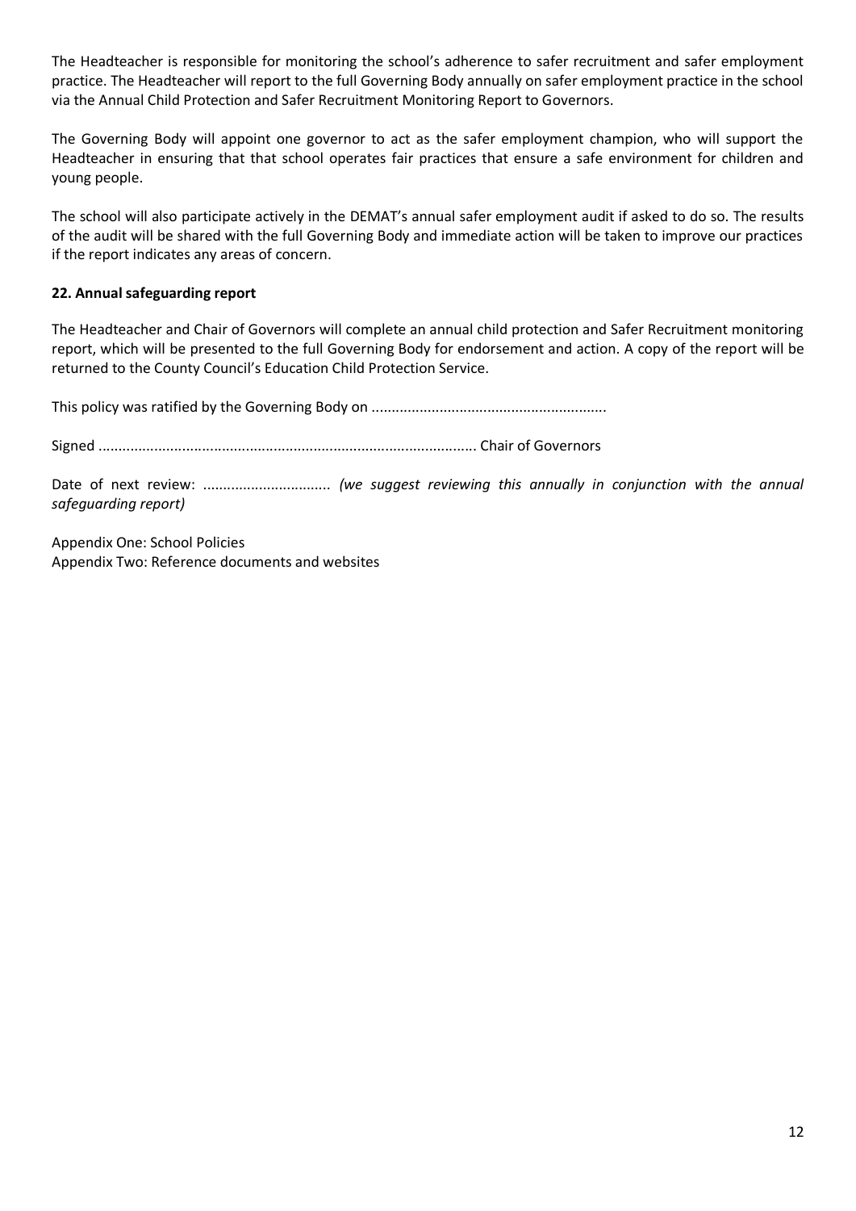The Headteacher is responsible for monitoring the school's adherence to safer recruitment and safer employment practice. The Headteacher will report to the full Governing Body annually on safer employment practice in the school via the Annual Child Protection and Safer Recruitment Monitoring Report to Governors.

The Governing Body will appoint one governor to act as the safer employment champion, who will support the Headteacher in ensuring that that school operates fair practices that ensure a safe environment for children and young people.

The school will also participate actively in the DEMAT's annual safer employment audit if asked to do so. The results of the audit will be shared with the full Governing Body and immediate action will be taken to improve our practices if the report indicates any areas of concern.

**22. Annual safeguarding report**

The Headteacher and Chair of Governors will complete an annual child protection and Safer Recruitment monitoring report, which will be presented to the full Governing Body for endorsement and action. A copy of the report will be returned to the County Council's Education Child Protection Service.

This policy was ratified by the Governing Body on ..........................................................

Signed ............................................................................................. Chair of Governors

Date of next review: ................................ *(we suggest reviewing this annually in conjunction with the annual safeguarding report)*

Appendix One: School Policies
Appendix Two: Reference documents and websites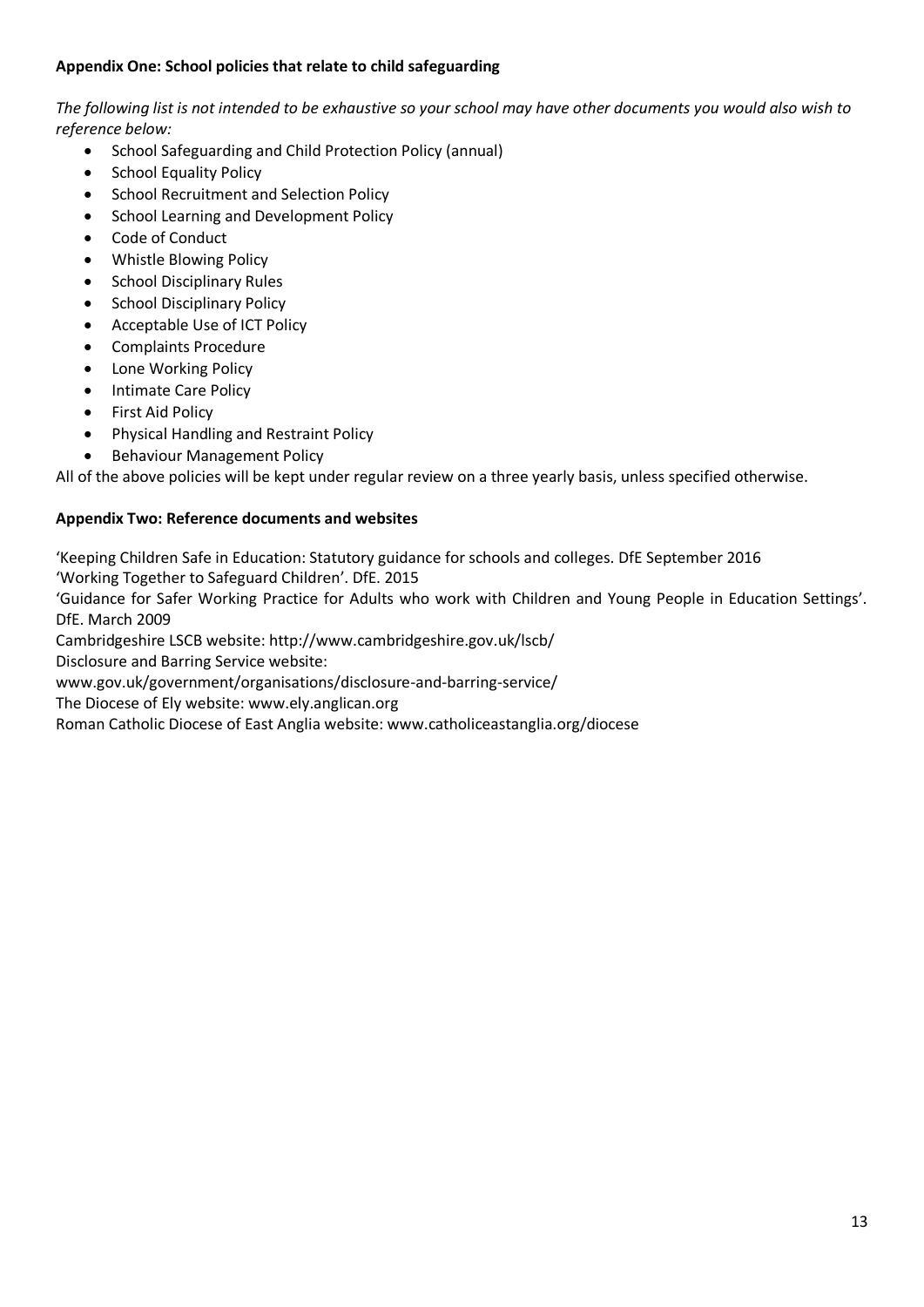**Appendix One: School policies that relate to child safeguarding**

*The following list is not intended to be exhaustive so your school may have other documents you would also wish to reference below:*

- School Safeguarding and Child Protection Policy (annual)
- School Equality Policy
- School Recruitment and Selection Policy
- School Learning and Development Policy
- Code of Conduct
- Whistle Blowing Policy
- School Disciplinary Rules
- School Disciplinary Policy
- Acceptable Use of ICT Policy
- Complaints Procedure
- Lone Working Policy
- Intimate Care Policy
- First Aid Policy
- Physical Handling and Restraint Policy
- Behaviour Management Policy

All of the above policies will be kept under regular review on a three yearly basis, unless specified otherwise.

**Appendix Two: Reference documents and websites**

'Keeping Children Safe in Education: Statutory guidance for schools and colleges. DfE September 2016

'Working Together to Safeguard Children'. DfE. 2015

'Guidance for Safer Working Practice for Adults who work with Children and Young People in Education Settings'. DfE. March 2009

Cambridgeshire LSCB website: http://www.cambridgeshire.gov.uk/lscb/

Disclosure and Barring Service website:

www.gov.uk/government/organisations/disclosure-and-barring-service/

The Diocese of Ely website: www.ely.anglican.org

Roman Catholic Diocese of East Anglia website: www.catholiceastanglia.org/diocese